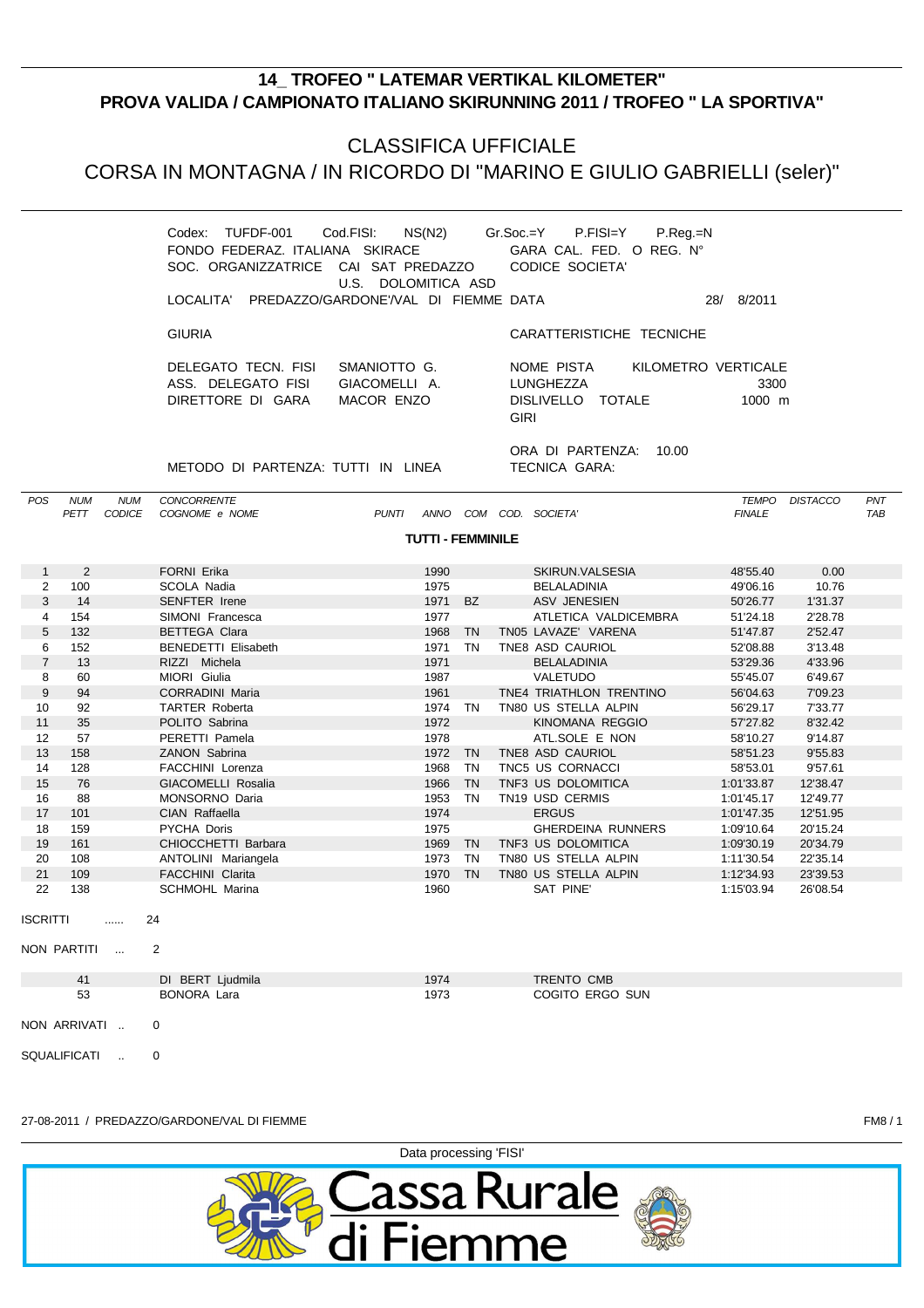# 14_ TROFEO " LATEMAR VERTIKAL KILOMETER"

## PROVA VALIDA / CAMPIONATO ITALIANO SKIRUNNING 2011 / TROFEO " LA SPORTIVA"

## CLASSIFICA UFFICIALE

## CORSA IN MONTAGNA / IN RICORDO DI "MARINO E GIULIO GABRIELLI (seler)"

Codex: TUFDF-001 Cod.FISI: NS(N2) Gr.Soc.=Y P.FISI=Y P.Reg.=N
FONDO FEDERAZ. ITALIANA SKIRACE GARA CAL. FED. O REG. N°
SOC. ORGANIZZATRICE CAI SAT PREDAZZO U.S. DOLOMITICA ASD CODICE SOCIETA'
LOCALITA' PREDAZZO/GARDONE'/VAL DI FIEMME DATA 28/ 8/2011

GIURIA

DELEGATO TECN. FISI SMANIOTTO G.
ASS. DELEGATO FISI GIACOMELLI A.
DIRETTORE DI GARA MACOR ENZO

CARATTERISTICHE TECNICHE

NOME PISTA KILOMETRO VERTICALE
LUNGHEZZA 3300
DISLIVELLO TOTALE 1000 m
GIRI

ORA DI PARTENZA: 10.00
TECNICA GARA:

METODO DI PARTENZA: TUTTI IN LINEA

**TUTTI - FEMMINILE**

| POS | NUM PETT | NUM CODICE | CONCORRENTE COGNOME e NOME | PUNTI | ANNO | COM | COD. SOCIETA' | TEMPO FINALE | DISTACCO | PNT TAB |
|---|---|---|---|---|---|---|---|---|---|---|
| 1 | 2 | | FORNI Erika | | 1990 | | SKIRUN.VALSESIA | 48'55.40 | 0.00 | |
| 2 | 100 | | SCOLA Nadia | | 1975 | | BELALADINIA | 49'06.16 | 10.76 | |
| 3 | 14 | | SENFTER Irene | | 1971 | BZ | ASV JENESIEN | 50'26.77 | 1'31.37 | |
| 4 | 154 | | SIMONI Francesca | | 1977 | | ATLETICA VALDICEMBRA | 51'24.18 | 2'28.78 | |
| 5 | 132 | | BETTEGA Clara | | 1968 | TN | TN05 LAVAZE' VARENA | 51'47.87 | 2'52.47 | |
| 6 | 152 | | BENEDETTI Elisabeth | | 1971 | TN | TNE8 ASD CAURIOL | 52'08.88 | 3'13.48 | |
| 7 | 13 | | RIZZI Michela | | 1971 | | BELALADINIA | 53'29.36 | 4'33.96 | |
| 8 | 60 | | MIORI Giulia | | 1987 | | VALETUDO | 55'45.07 | 6'49.67 | |
| 9 | 94 | | CORRADINI Maria | | 1961 | | TNE4 TRIATHLON TRENTINO | 56'04.63 | 7'09.23 | |
| 10 | 92 | | TARTER Roberta | | 1974 | TN | TN80 US STELLA ALPIN | 56'29.17 | 7'33.77 | |
| 11 | 35 | | POLITO Sabrina | | 1972 | | KINOMANA REGGIO | 57'27.82 | 8'32.42 | |
| 12 | 57 | | PERETTI Pamela | | 1978 | | ATL.SOLE E NON | 58'10.27 | 9'14.87 | |
| 13 | 158 | | ZANON Sabrina | | 1972 | TN | TNE8 ASD CAURIOL | 58'51.23 | 9'55.83 | |
| 14 | 128 | | FACCHINI Lorenza | | 1968 | TN | TNC5 US CORNACCI | 58'53.01 | 9'57.61 | |
| 15 | 76 | | GIACOMELLI Rosalia | | 1966 | TN | TNF3 US DOLOMITICA | 1:01'33.87 | 12'38.47 | |
| 16 | 88 | | MONSORNO Daria | | 1953 | TN | TN19 USD CERMIS | 1:01'45.17 | 12'49.77 | |
| 17 | 101 | | CIAN Raffaella | | 1974 | | ERGUS | 1:01'47.35 | 12'51.95 | |
| 18 | 159 | | PYCHA Doris | | 1975 | | GHERDEINA RUNNERS | 1:09'10.64 | 20'15.24 | |
| 19 | 161 | | CHIOCCHETTI Barbara | | 1969 | TN | TNF3 US DOLOMITICA | 1:09'30.19 | 20'34.79 | |
| 20 | 108 | | ANTOLINI Mariangela | | 1973 | TN | TN80 US STELLA ALPIN | 1:11'30.54 | 22'35.14 | |
| 21 | 109 | | FACCHINI Clarita | | 1970 | TN | TN80 US STELLA ALPIN | 1:12'34.93 | 23'39.53 | |
| 22 | 138 | | SCHMOHL Marina | | 1960 | | SAT PINE' | 1:15'03.94 | 26'08.54 | |

ISCRITTI ...... 24

NON PARTITI ... 2

| NUM PETT | CONCORRENTE | ANNO | SOCIETA' |
|---|---|---|---|
| 41 | DI BERT Ljudmila | 1974 | TRENTO CMB |
| 53 | BONORA Lara | 1973 | COGITO ERGO SUN |

NON ARRIVATI .. 0

SQUALIFICATI .. 0

27-08-2011 / PREDAZZO/GARDONE/VAL DI FIEMME FM8 / 1

Data processing 'FISI'

Cassa Rurale di Fiemme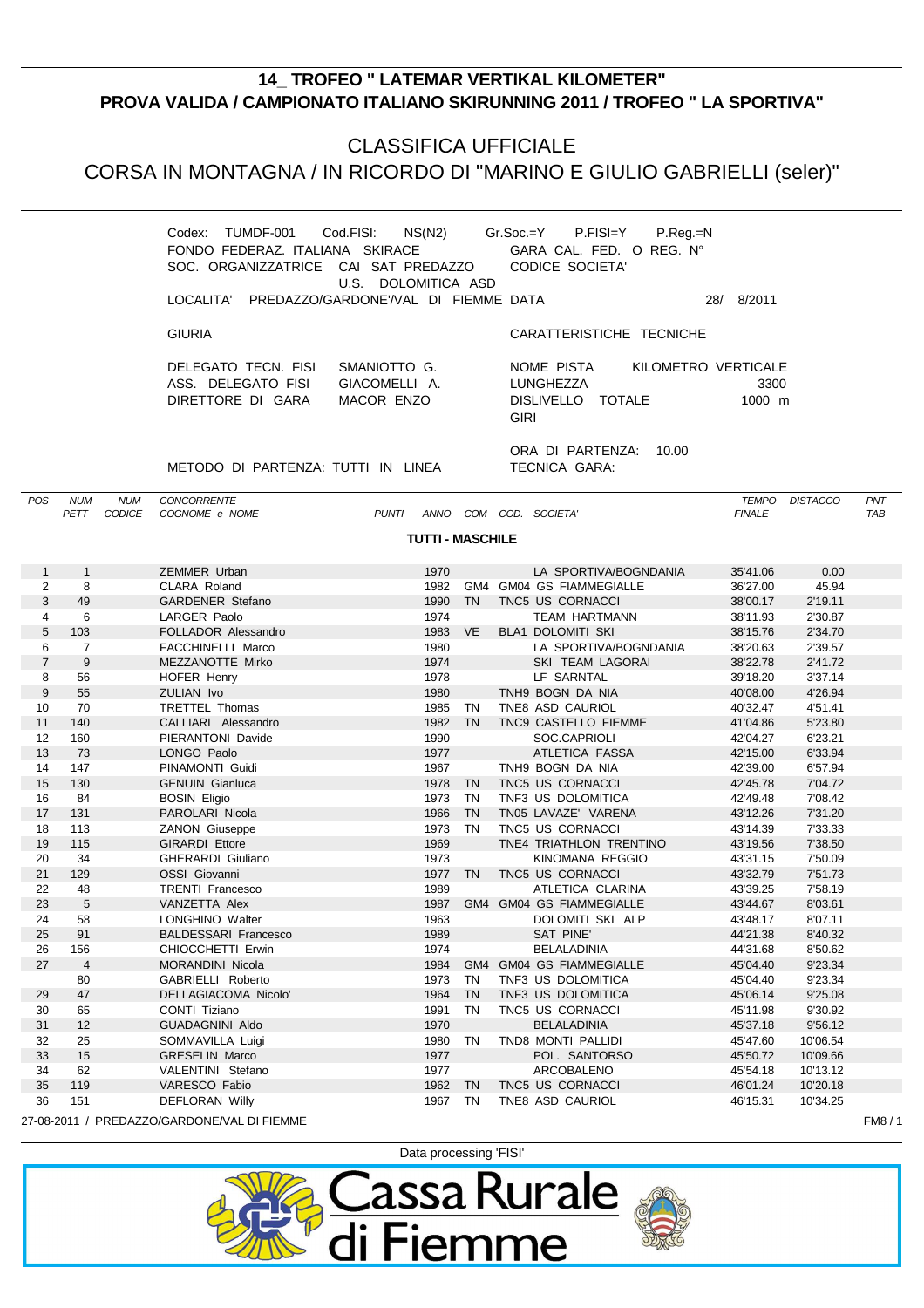## 14_ TROFEO " LATEMAR VERTIKAL KILOMETER"
## PROVA VALIDA / CAMPIONATO ITALIANO SKIRUNNING 2011 / TROFEO " LA SPORTIVA"

# CLASSIFICA UFFICIALE
# CORSA IN MONTAGNA / IN RICORDO DI "MARINO E GIULIO GABRIELLI (seler)"

Codex: TUMDF-001 Cod.FISI: NS(N2) Gr.Soc.=Y P.FISI=Y P.Reg.=N
FONDO FEDERAZ. ITALIANA SKIRACE — GARA CAL. FED. O REG. N°
SOC. ORGANIZZATRICE CAI SAT PREDAZZO U.S. DOLOMITICA ASD — CODICE SOCIETA'
LOCALITA' PREDAZZO/GARDONE'/VAL DI FIEMME DATA 28/ 8/2011

GIURIA
DELEGATO TECN. FISI SMANIOTTO G.
ASS. DELEGATO FISI GIACOMELLI A.
DIRETTORE DI GARA MACOR ENZO

CARATTERISTICHE TECNICHE
NOME PISTA KILOMETRO VERTICALE
LUNGHEZZA 3300
DISLIVELLO TOTALE 1000 m
GIRI

ORA DI PARTENZA: 10.00
TECNICA GARA:

METODO DI PARTENZA: TUTTI IN LINEA

**TUTTI - MASCHILE**

| POS | NUM PETT | NUM CODICE | CONCORRENTE COGNOME e NOME | PUNTI | ANNO | COM | COD. | SOCIETA' | TEMPO FINALE | DISTACCO | PNT TAB |
|---|---|---|---|---|---|---|---|---|---|---|---|
| 1 | 1 | | ZEMMER Urban | | 1970 | | | LA SPORTIVA/BOGNDANIA | 35'41.06 | 0.00 | |
| 2 | 8 | | CLARA Roland | | 1982 | GM4 | GM04 | GS FIAMMEGIALLE | 36'27.00 | 45.94 | |
| 3 | 49 | | GARDENER Stefano | | 1990 | TN | TNC5 | US CORNACCI | 38'00.17 | 2'19.11 | |
| 4 | 6 | | LARGER Paolo | | 1974 | | | TEAM HARTMANN | 38'11.93 | 2'30.87 | |
| 5 | 103 | | FOLLADOR Alessandro | | 1983 | VE | BLA1 | DOLOMITI SKI | 38'15.76 | 2'34.70 | |
| 6 | 7 | | FACCHINELLI Marco | | 1980 | | | LA SPORTIVA/BOGNDANIA | 38'20.63 | 2'39.57 | |
| 7 | 9 | | MEZZANOTTE Mirko | | 1974 | | | SKI TEAM LAGORAI | 38'22.78 | 2'41.72 | |
| 8 | 56 | | HOFER Henry | | 1978 | | | LF SARNTAL | 39'18.20 | 3'37.14 | |
| 9 | 55 | | ZULIAN Ivo | | 1980 | | TNH9 | BOGN DA NIA | 40'08.00 | 4'26.94 | |
| 10 | 70 | | TRETTEL Thomas | | 1985 | TN | TNE8 | ASD CAURIOL | 40'32.47 | 4'51.41 | |
| 11 | 140 | | CALLIARI Alessandro | | 1982 | TN | TNC9 | CASTELLO FIEMME | 41'04.86 | 5'23.80 | |
| 12 | 160 | | PIERANTONI Davide | | 1990 | | | SOC.CAPRIOLI | 42'04.27 | 6'23.21 | |
| 13 | 73 | | LONGO Paolo | | 1977 | | | ATLETICA FASSA | 42'15.00 | 6'33.94 | |
| 14 | 147 | | PINAMONTI Guidi | | 1967 | | TNH9 | BOGN DA NIA | 42'39.00 | 6'57.94 | |
| 15 | 130 | | GENUIN Gianluca | | 1978 | TN | TNC5 | US CORNACCI | 42'45.78 | 7'04.72 | |
| 16 | 84 | | BOSIN Eligio | | 1973 | TN | TNF3 | US DOLOMITICA | 42'49.48 | 7'08.42 | |
| 17 | 131 | | PAROLARI Nicola | | 1966 | TN | TN05 | LAVAZE' VARENA | 43'12.26 | 7'31.20 | |
| 18 | 113 | | ZANON Giuseppe | | 1973 | TN | TNC5 | US CORNACCI | 43'14.39 | 7'33.33 | |
| 19 | 115 | | GIRARDI Ettore | | 1969 | | TNE4 | TRIATHLON TRENTINO | 43'19.56 | 7'38.50 | |
| 20 | 34 | | GHERARDI Giuliano | | 1973 | | | KINOMANA REGGIO | 43'31.15 | 7'50.09 | |
| 21 | 129 | | OSSI Giovanni | | 1977 | TN | TNC5 | US CORNACCI | 43'32.79 | 7'51.73 | |
| 22 | 48 | | TRENTI Francesco | | 1989 | | | ATLETICA CLARINA | 43'39.25 | 7'58.19 | |
| 23 | 5 | | VANZETTA Alex | | 1987 | GM4 | GM04 | GS FIAMMEGIALLE | 43'44.67 | 8'03.61 | |
| 24 | 58 | | LONGHINO Walter | | 1963 | | | DOLOMITI SKI ALP | 43'48.17 | 8'07.11 | |
| 25 | 91 | | BALDESSARI Francesco | | 1989 | | | SAT PINE' | 44'21.38 | 8'40.32 | |
| 26 | 156 | | CHIOCCHETTI Erwin | | 1974 | | | BELALADINIA | 44'31.68 | 8'50.62 | |
| 27 | 4 | | MORANDINI Nicola | | 1984 | GM4 | GM04 | GS FIAMMEGIALLE | 45'04.40 | 9'23.34 | |
| | 80 | | GABRIELLI Roberto | | 1973 | TN | TNF3 | US DOLOMITICA | 45'04.40 | 9'23.34 | |
| 29 | 47 | | DELLAGIACOMA Nicolo' | | 1964 | TN | TNF3 | US DOLOMITICA | 45'06.14 | 9'25.08 | |
| 30 | 65 | | CONTI Tiziano | | 1991 | TN | TNC5 | US CORNACCI | 45'11.98 | 9'30.92 | |
| 31 | 12 | | GUADAGNINI Aldo | | 1970 | | | BELALADINIA | 45'37.18 | 9'56.12 | |
| 32 | 25 | | SOMMAVILLA Luigi | | 1980 | TN | TND8 | MONTI PALLIDI | 45'47.60 | 10'06.54 | |
| 33 | 15 | | GRESELIN Marco | | 1977 | | | POL. SANTORSO | 45'50.72 | 10'09.66 | |
| 34 | 62 | | VALENTINI Stefano | | 1977 | | | ARCOBALENO | 45'54.18 | 10'13.12 | |
| 35 | 119 | | VARESCO Fabio | | 1962 | TN | TNC5 | US CORNACCI | 46'01.24 | 10'20.18 | |
| 36 | 151 | | DEFLORAN Willy | | 1967 | TN | TNE8 | ASD CAURIOL | 46'15.31 | 10'34.25 | |

27-08-2011 / PREDAZZO/GARDONE/VAL DI FIEMME

Data processing 'FISI'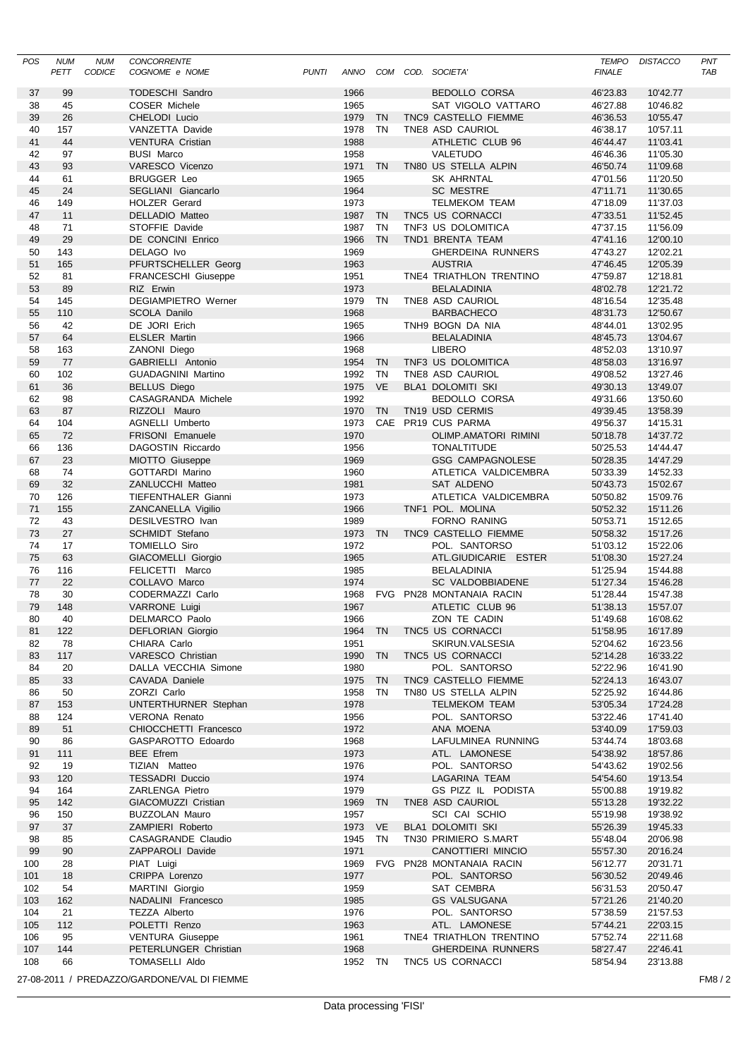| POS | NUM PETT | NUM CODICE | CONCORRENTE COGNOME e NOME | PUNTI | ANNO | COM | COD. | SOCIETA' | TEMPO FINALE | DISTACCO | PNT TAB |
|---|---|---|---|---|---|---|---|---|---|---|---|
| 37 | 99 | | TODESCHI Sandro | | 1966 | | | BEDOLLO CORSA | 46'23.83 | 10'42.77 | |
| 38 | 45 | | COSER Michele | | 1965 | | | SAT VIGOLO VATTARO | 46'27.88 | 10'46.82 | |
| 39 | 26 | | CHELODI Lucio | | 1979 | TN | TNC9 | CASTELLO FIEMME | 46'36.53 | 10'55.47 | |
| 40 | 157 | | VANZETTA Davide | | 1978 | TN | TNE8 | ASD CAURIOL | 46'38.17 | 10'57.11 | |
| 41 | 44 | | VENTURA Cristian | | 1988 | | | ATHLETIC CLUB 96 | 46'44.47 | 11'03.41 | |
| 42 | 97 | | BUSI Marco | | 1958 | | | VALETUDO | 46'46.36 | 11'05.30 | |
| 43 | 93 | | VARESCO Vicenzo | | 1971 | TN | TN80 | US STELLA ALPIN | 46'50.74 | 11'09.68 | |
| 44 | 61 | | BRUGGER Leo | | 1965 | | | SK AHRNTAL | 47'01.56 | 11'20.50 | |
| 45 | 24 | | SEGLIANI Giancarlo | | 1964 | | | SC MESTRE | 47'11.71 | 11'30.65 | |
| 46 | 149 | | HOLZER Gerard | | 1973 | | | TELMEKOM TEAM | 47'18.09 | 11'37.03 | |
| 47 | 11 | | DELLADIO Matteo | | 1987 | TN | TNC5 | US CORNACCI | 47'33.51 | 11'52.45 | |
| 48 | 71 | | STOFFIE Davide | | 1987 | TN | TNF3 | US DOLOMITICA | 47'37.15 | 11'56.09 | |
| 49 | 29 | | DE CONCINI Enrico | | 1966 | TN | TND1 | BRENTA TEAM | 47'41.16 | 12'00.10 | |
| 50 | 143 | | DELAGO Ivo | | 1969 | | | GHERDEINA RUNNERS | 47'43.27 | 12'02.21 | |
| 51 | 165 | | PFURTSCHELLER Georg | | 1963 | | | AUSTRIA | 47'46.45 | 12'05.39 | |
| 52 | 81 | | FRANCESCHI Giuseppe | | 1951 | | TNE4 | TRIATHLON TRENTINO | 47'59.87 | 12'18.81 | |
| 53 | 89 | | RIZ Erwin | | 1973 | | | BELALADINIA | 48'02.78 | 12'21.72 | |
| 54 | 145 | | DEGIAMPIETRO Werner | | 1979 | TN | TNE8 | ASD CAURIOL | 48'16.54 | 12'35.48 | |
| 55 | 110 | | SCOLA Danilo | | 1968 | | | BARBACHECO | 48'31.73 | 12'50.67 | |
| 56 | 42 | | DE JORI Erich | | 1965 | | TNH9 | BOGN DA NIA | 48'44.01 | 13'02.95 | |
| 57 | 64 | | ELSLER Martin | | 1966 | | | BELALADINIA | 48'45.73 | 13'04.67 | |
| 58 | 163 | | ZANONI Diego | | 1968 | | | LIBERO | 48'52.03 | 13'10.97 | |
| 59 | 77 | | GABRIELLI Antonio | | 1954 | TN | TNF3 | US DOLOMITICA | 48'58.03 | 13'16.97 | |
| 60 | 102 | | GUADAGNINI Martino | | 1992 | TN | TNE8 | ASD CAURIOL | 49'08.52 | 13'27.46 | |
| 61 | 36 | | BELLUS Diego | | 1975 | VE | BLA1 | DOLOMITI SKI | 49'30.13 | 13'49.07 | |
| 62 | 98 | | CASAGRANDA Michele | | 1992 | | | BEDOLLO CORSA | 49'31.66 | 13'50.60 | |
| 63 | 87 | | RIZZOLI Mauro | | 1970 | TN | TN19 | USD CERMIS | 49'39.45 | 13'58.39 | |
| 64 | 104 | | AGNELLI Umberto | | 1973 | CAE | PR19 | CUS PARMA | 49'56.37 | 14'15.31 | |
| 65 | 72 | | FRISONI Emanuele | | 1970 | | | OLIMP.AMATORI RIMINI | 50'18.78 | 14'37.72 | |
| 66 | 136 | | DAGOSTIN Riccardo | | 1956 | | | TONALTITUDE | 50'25.53 | 14'44.47 | |
| 67 | 23 | | MIOTTO Giuseppe | | 1969 | | | GSG CAMPAGNOLESE | 50'28.35 | 14'47.29 | |
| 68 | 74 | | GOTTARDI Marino | | 1960 | | | ATLETICA VALDICEMBRA | 50'33.39 | 14'52.33 | |
| 69 | 32 | | ZANLUCCHI Matteo | | 1981 | | | SAT ALDENO | 50'43.73 | 15'02.67 | |
| 70 | 126 | | TIEFENTHALER Gianni | | 1973 | | | ATLETICA VALDICEMBRA | 50'50.82 | 15'09.76 | |
| 71 | 155 | | ZANCANELLA Vigilio | | 1966 | | TNF1 | POL. MOLINA | 50'52.32 | 15'11.26 | |
| 72 | 43 | | DESILVESTRO Ivan | | 1989 | | | FORNO RANING | 50'53.71 | 15'12.65 | |
| 73 | 27 | | SCHMIDT Stefano | | 1973 | TN | TNC9 | CASTELLO FIEMME | 50'58.32 | 15'17.26 | |
| 74 | 17 | | TOMIELLO Siro | | 1972 | | | POL. SANTORSO | 51'03.12 | 15'22.06 | |
| 75 | 63 | | GIACOMELLI Giorgio | | 1965 | | | ATL.GIUDICARIE ESTER | 51'08.30 | 15'27.24 | |
| 76 | 116 | | FELICETTI Marco | | 1985 | | | BELALADINIA | 51'25.94 | 15'44.88 | |
| 77 | 22 | | COLLAVO Marco | | 1974 | | | SC VALDOBBIADENE | 51'27.34 | 15'46.28 | |
| 78 | 30 | | CODERMAZZI Carlo | | 1968 | FVG | PN28 | MONTANAIA RACIN | 51'28.44 | 15'47.38 | |
| 79 | 148 | | VARRONE Luigi | | 1967 | | | ATLETIC CLUB 96 | 51'38.13 | 15'57.07 | |
| 80 | 40 | | DELMARCO Paolo | | 1966 | | | ZON TE CADIN | 51'49.68 | 16'08.62 | |
| 81 | 122 | | DEFLORIAN Giorgio | | 1964 | TN | TNC5 | US CORNACCI | 51'58.95 | 16'17.89 | |
| 82 | 78 | | CHIARA Carlo | | 1951 | | | SKIRUN.VALSESIA | 52'04.62 | 16'23.56 | |
| 83 | 117 | | VARESCO Christian | | 1990 | TN | TNC5 | US CORNACCI | 52'14.28 | 16'33.22 | |
| 84 | 20 | | DALLA VECCHIA Simone | | 1980 | | | POL. SANTORSO | 52'22.96 | 16'41.90 | |
| 85 | 33 | | CAVADA Daniele | | 1975 | TN | TNC9 | CASTELLO FIEMME | 52'24.13 | 16'43.07 | |
| 86 | 50 | | ZORZI Carlo | | 1958 | TN | TN80 | US STELLA ALPIN | 52'25.92 | 16'44.86 | |
| 87 | 153 | | UNTERTHURNER Stephan | | 1978 | | | TELMEKOM TEAM | 53'05.34 | 17'24.28 | |
| 88 | 124 | | VERONA Renato | | 1956 | | | POL. SANTORSO | 53'22.46 | 17'41.40 | |
| 89 | 51 | | CHIOCCHETTI Francesco | | 1972 | | | ANA MOENA | 53'40.09 | 17'59.03 | |
| 90 | 86 | | GASPAROTTO Edoardo | | 1968 | | | LAFULMINEA RUNNING | 53'44.74 | 18'03.68 | |
| 91 | 111 | | BEE Efrem | | 1973 | | | ATL. LAMONESE | 54'38.92 | 18'57.86 | |
| 92 | 19 | | TIZIAN Matteo | | 1976 | | | POL. SANTORSO | 54'43.62 | 19'02.56 | |
| 93 | 120 | | TESSADRI Duccio | | 1974 | | | LAGARINA TEAM | 54'54.60 | 19'13.54 | |
| 94 | 164 | | ZARLENGA Pietro | | 1979 | | | GS PIZZ IL PODISTA | 55'00.88 | 19'19.82 | |
| 95 | 142 | | GIACOMUZZI Cristian | | 1969 | TN | TNE8 | ASD CAURIOL | 55'13.28 | 19'32.22 | |
| 96 | 150 | | BUZZOLAN Mauro | | 1957 | | | SCI CAI SCHIO | 55'19.98 | 19'38.92 | |
| 97 | 37 | | ZAMPIERI Roberto | | 1973 | VE | BLA1 | DOLOMITI SKI | 55'26.39 | 19'45.33 | |
| 98 | 85 | | CASAGRANDE Claudio | | 1945 | TN | TN30 | PRIMIERO S.MART | 55'48.04 | 20'06.98 | |
| 99 | 90 | | ZAPPAROLI Davide | | 1971 | | | CANOTTIERI MINCIO | 55'57.30 | 20'16.24 | |
| 100 | 28 | | PIAT Luigi | | 1969 | FVG | PN28 | MONTANAIA RACIN | 56'12.77 | 20'31.71 | |
| 101 | 18 | | CRIPPA Lorenzo | | 1977 | | | POL. SANTORSO | 56'30.52 | 20'49.46 | |
| 102 | 54 | | MARTINI Giorgio | | 1959 | | | SAT CEMBRA | 56'31.53 | 20'50.47 | |
| 103 | 162 | | NADALINI Francesco | | 1985 | | | GS VALSUGANA | 57'21.26 | 21'40.20 | |
| 104 | 21 | | TEZZA Alberto | | 1976 | | | POL. SANTORSO | 57'38.59 | 21'57.53 | |
| 105 | 112 | | POLETTI Renzo | | 1963 | | | ATL. LAMONESE | 57'44.21 | 22'03.15 | |
| 106 | 95 | | VENTURA Giuseppe | | 1961 | | TNE4 | TRIATHLON TRENTINO | 57'52.74 | 22'11.68 | |
| 107 | 144 | | PETERLUNGER Christian | | 1968 | | | GHERDEINA RUNNERS | 58'27.47 | 22'46.41 | |
| 108 | 66 | | TOMASELLI Aldo | | 1952 | TN | TNC5 | US CORNACCI | 58'54.94 | 23'13.88 | |

27-08-2011 / PREDAZZO/GARDONE/VAL DI FIEMME

FM8 / 2

Data processing 'FISI'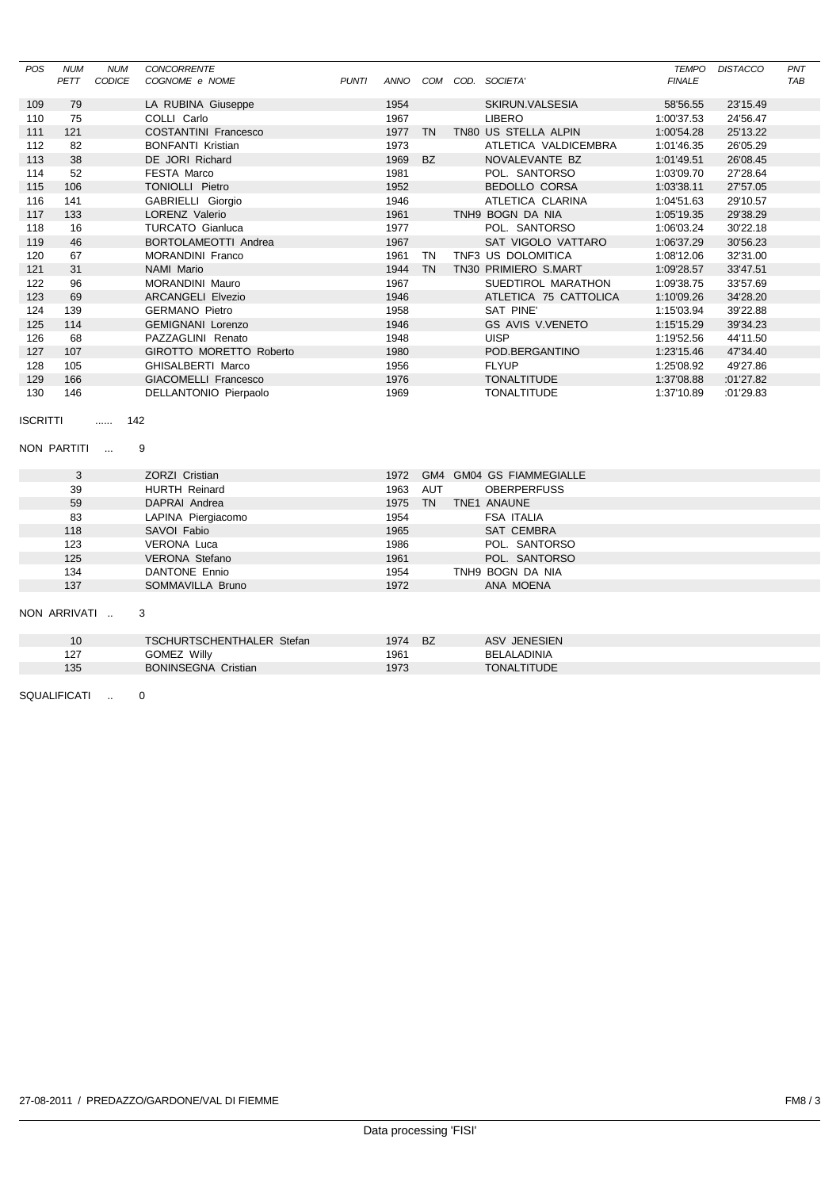| POS | NUM PETT | NUM CODICE | CONCORRENTE COGNOME e NOME | PUNTI | ANNO | COM | COD. | SOCIETA' | TEMPO FINALE | DISTACCO | PNT TAB |
|---|---|---|---|---|---|---|---|---|---|---|---|
| 109 | 79 | | LA RUBINA Giuseppe | | 1954 | | | SKIRUN.VALSESIA | 58'56.55 | 23'15.49 | |
| 110 | 75 | | COLLI Carlo | | 1967 | | | LIBERO | 1:00'37.53 | 24'56.47 | |
| 111 | 121 | | COSTANTINI Francesco | | 1977 | TN | TN80 | US STELLA ALPIN | 1:00'54.28 | 25'13.22 | |
| 112 | 82 | | BONFANTI Kristian | | 1973 | | | ATLETICA VALDICEMBRA | 1:01'46.35 | 26'05.29 | |
| 113 | 38 | | DE JORI Richard | | 1969 | BZ | | NOVALEVANTE BZ | 1:01'49.51 | 26'08.45 | |
| 114 | 52 | | FESTA Marco | | 1981 | | | POL. SANTORSO | 1:03'09.70 | 27'28.64 | |
| 115 | 106 | | TONIOLLI Pietro | | 1952 | | | BEDOLLO CORSA | 1:03'38.11 | 27'57.05 | |
| 116 | 141 | | GABRIELLI Giorgio | | 1946 | | | ATLETICA CLARINA | 1:04'51.63 | 29'10.57 | |
| 117 | 133 | | LORENZ Valerio | | 1961 | | TNH9 | BOGN DA NIA | 1:05'19.35 | 29'38.29 | |
| 118 | 16 | | TURCATO Gianluca | | 1977 | | | POL. SANTORSO | 1:06'03.24 | 30'22.18 | |
| 119 | 46 | | BORTOLAMEOTTI Andrea | | 1967 | | | SAT VIGOLO VATTARO | 1:06'37.29 | 30'56.23 | |
| 120 | 67 | | MORANDINI Franco | | 1961 | TN | TNF3 | US DOLOMITICA | 1:08'12.06 | 32'31.00 | |
| 121 | 31 | | NAMI Mario | | 1944 | TN | TN30 | PRIMIERO S.MART | 1:09'28.57 | 33'47.51 | |
| 122 | 96 | | MORANDINI Mauro | | 1967 | | | SUEDTIROL MARATHON | 1:09'38.75 | 33'57.69 | |
| 123 | 69 | | ARCANGELI Elvezio | | 1946 | | | ATLETICA 75 CATTOLICA | 1:10'09.26 | 34'28.20 | |
| 124 | 139 | | GERMANO Pietro | | 1958 | | | SAT PINE' | 1:15'03.94 | 39'22.88 | |
| 125 | 114 | | GEMIGNANI Lorenzo | | 1946 | | | GS AVIS V.VENETO | 1:15'15.29 | 39'34.23 | |
| 126 | 68 | | PAZZAGLINI Renato | | 1948 | | | UISP | 1:19'52.56 | 44'11.50 | |
| 127 | 107 | | GIROTTO MORETTO Roberto | | 1980 | | | POD.BERGANTINO | 1:23'15.46 | 47'34.40 | |
| 128 | 105 | | GHISALBERTI Marco | | 1956 | | | FLYUP | 1:25'08.92 | 49'27.86 | |
| 129 | 166 | | GIACOMELLI Francesco | | 1976 | | | TONALTITUDE | 1:37'08.88 | :01'27.82 | |
| 130 | 146 | | DELLANTONIO Pierpaolo | | 1969 | | | TONALTITUDE | 1:37'10.89 | :01'29.83 | |

ISCRITTI ...... 142

NON PARTITI ... 9

| NUM PETT | COGNOME e NOME | ANNO | COM | COD. | SOCIETA' |
|---|---|---|---|---|---|
| 3 | ZORZI Cristian | 1972 | GM4 | GM04 | GS FIAMMEGIALLE |
| 39 | HURTH Reinard | 1963 | AUT | | OBERPERFUSS |
| 59 | DAPRAI Andrea | 1975 | TN | TNE1 | ANAUNE |
| 83 | LAPINA Piergiacomo | 1954 | | | FSA ITALIA |
| 118 | SAVOI Fabio | 1965 | | | SAT CEMBRA |
| 123 | VERONA Luca | 1986 | | | POL. SANTORSO |
| 125 | VERONA Stefano | 1961 | | | POL. SANTORSO |
| 134 | DANTONE Ennio | 1954 | | TNH9 | BOGN DA NIA |
| 137 | SOMMAVILLA Bruno | 1972 | | | ANA MOENA |

NON ARRIVATI .. 3

| NUM PETT | COGNOME e NOME | ANNO | COM | COD. | SOCIETA' |
|---|---|---|---|---|---|
| 10 | TSCHURTSCHENTHALER Stefan | 1974 | BZ | | ASV JENESIEN |
| 127 | GOMEZ Willy | 1961 | | | BELALADINIA |
| 135 | BONINSEGNA Cristian | 1973 | | | TONALTITUDE |

SQUALIFICATI .. 0

27-08-2011 / PREDAZZO/GARDONE/VAL DI FIEMME

Data processing 'FISI'